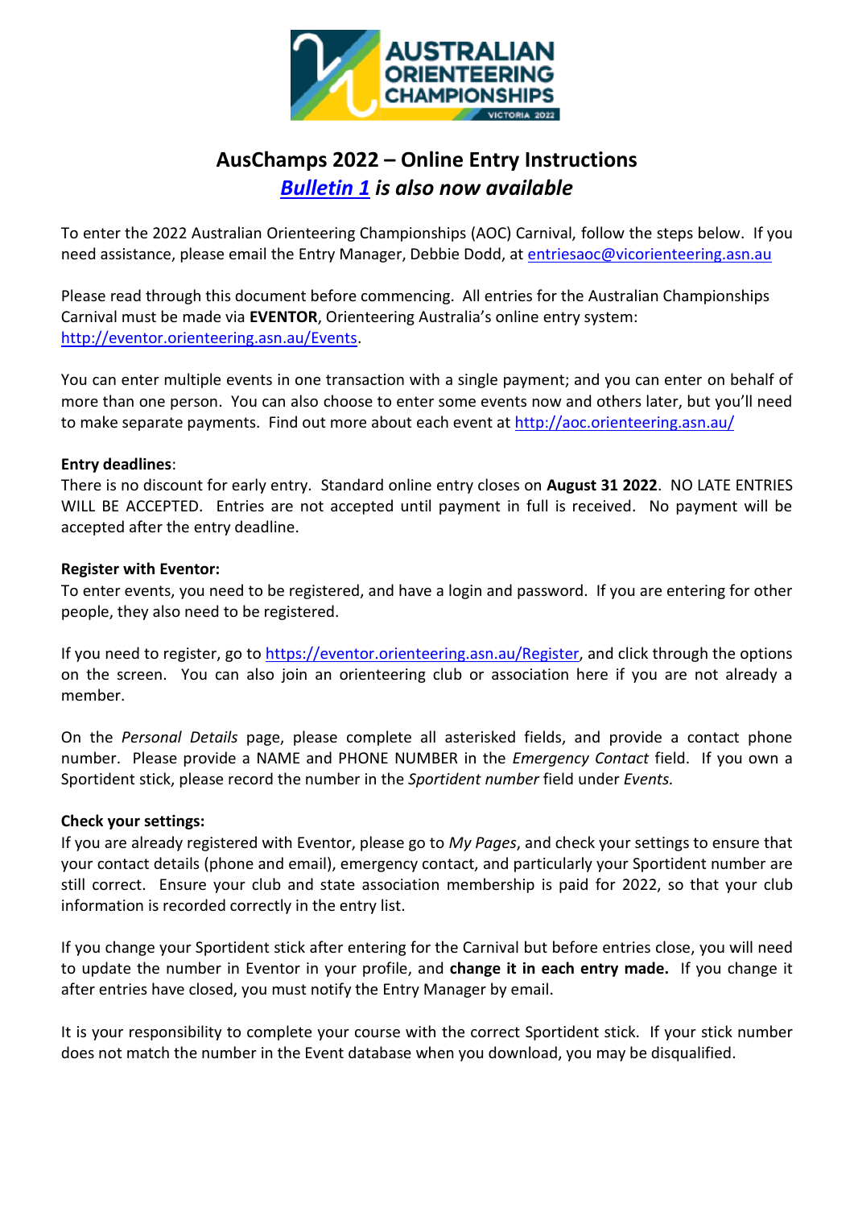# AusChamps 2022 – Online Entry Instructions

## *[Bulletin 1](#) is also now available*

To enter the 2022 Australian Orienteering Championships (AOC) Carnival, follow the steps below. If you need assistance, please email the Entry Manager, Debbie Dodd, at entriesaoc@vicorienteering.asn.au

Please read through this document before commencing. All entries for the Australian Championships Carnival must be made via **EVENTOR**, Orienteering Australia's online entry system: http://eventor.orienteering.asn.au/Events.

You can enter multiple events in one transaction with a single payment; and you can enter on behalf of more than one person. You can also choose to enter some events now and others later, but you'll need to make separate payments. Find out more about each event at http://aoc.orienteering.asn.au/

**Entry deadlines**:
There is no discount for early entry. Standard online entry closes on **August 31 2022**. NO LATE ENTRIES WILL BE ACCEPTED. Entries are not accepted until payment in full is received. No payment will be accepted after the entry deadline.

**Register with Eventor:**
To enter events, you need to be registered, and have a login and password. If you are entering for other people, they also need to be registered.

If you need to register, go to https://eventor.orienteering.asn.au/Register, and click through the options on the screen. You can also join an orienteering club or association here if you are not already a member.

On the *Personal Details* page, please complete all asterisked fields, and provide a contact phone number. Please provide a NAME and PHONE NUMBER in the *Emergency Contact* field. If you own a Sportident stick, please record the number in the *Sportident number* field under *Events.*

**Check your settings:**
If you are already registered with Eventor, please go to *My Pages*, and check your settings to ensure that your contact details (phone and email), emergency contact, and particularly your Sportident number are still correct. Ensure your club and state association membership is paid for 2022, so that your club information is recorded correctly in the entry list.

If you change your Sportident stick after entering for the Carnival but before entries close, you will need to update the number in Eventor in your profile, and **change it in each entry made.** If you change it after entries have closed, you must notify the Entry Manager by email.

It is your responsibility to complete your course with the correct Sportident stick. If your stick number does not match the number in the Event database when you download, you may be disqualified.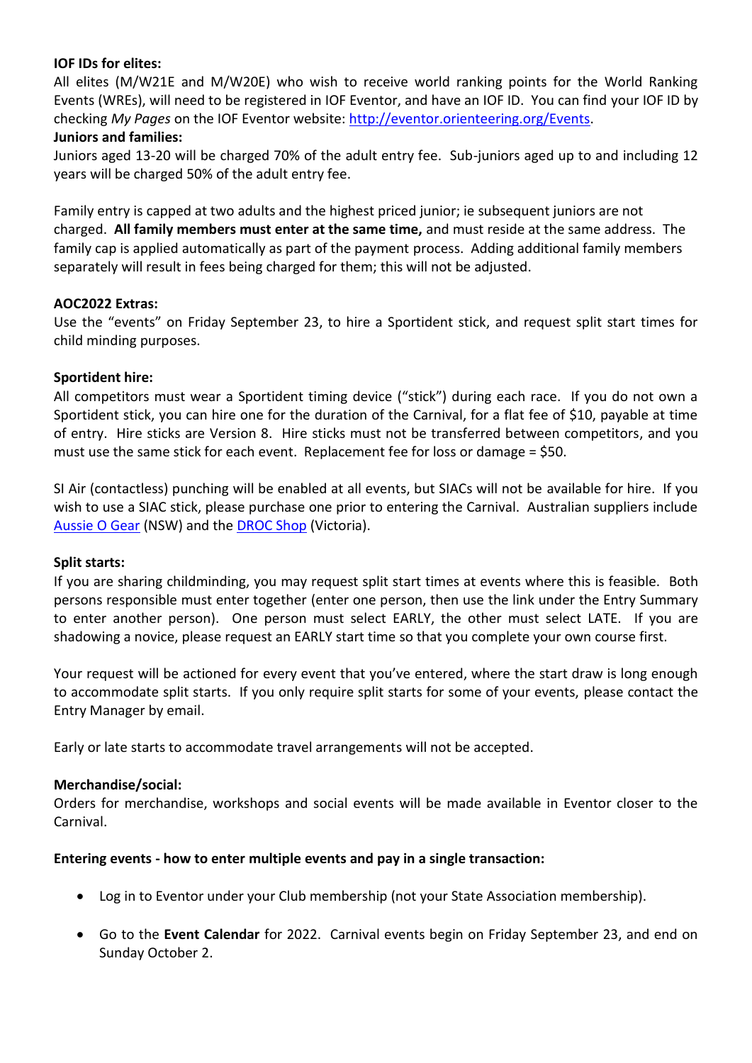**IOF IDs for elites:**

All elites (M/W21E and M/W20E) who wish to receive world ranking points for the World Ranking Events (WREs), will need to be registered in IOF Eventor, and have an IOF ID. You can find your IOF ID by checking *My Pages* on the IOF Eventor website: [http://eventor.orienteering.org/Events](http://eventor.orienteering.org/Events).

**Juniors and families:**

Juniors aged 13-20 will be charged 70% of the adult entry fee. Sub-juniors aged up to and including 12 years will be charged 50% of the adult entry fee.

Family entry is capped at two adults and the highest priced junior; ie subsequent juniors are not charged. **All family members must enter at the same time,** and must reside at the same address. The family cap is applied automatically as part of the payment process. Adding additional family members separately will result in fees being charged for them; this will not be adjusted.

**AOC2022 Extras:**

Use the "events" on Friday September 23, to hire a Sportident stick, and request split start times for child minding purposes.

**Sportident hire:**

All competitors must wear a Sportident timing device ("stick") during each race. If you do not own a Sportident stick, you can hire one for the duration of the Carnival, for a flat fee of $10, payable at time of entry. Hire sticks are Version 8. Hire sticks must not be transferred between competitors, and you must use the same stick for each event. Replacement fee for loss or damage = $50.

SI Air (contactless) punching will be enabled at all events, but SIACs will not be available for hire. If you wish to use a SIAC stick, please purchase one prior to entering the Carnival. Australian suppliers include Aussie O Gear (NSW) and the DROC Shop (Victoria).

**Split starts:**

If you are sharing childminding, you may request split start times at events where this is feasible. Both persons responsible must enter together (enter one person, then use the link under the Entry Summary to enter another person). One person must select EARLY, the other must select LATE. If you are shadowing a novice, please request an EARLY start time so that you complete your own course first.

Your request will be actioned for every event that you've entered, where the start draw is long enough to accommodate split starts. If you only require split starts for some of your events, please contact the Entry Manager by email.

Early or late starts to accommodate travel arrangements will not be accepted.

**Merchandise/social:**

Orders for merchandise, workshops and social events will be made available in Eventor closer to the Carnival.

**Entering events - how to enter multiple events and pay in a single transaction:**

- Log in to Eventor under your Club membership (not your State Association membership).
- Go to the **Event Calendar** for 2022. Carnival events begin on Friday September 23, and end on Sunday October 2.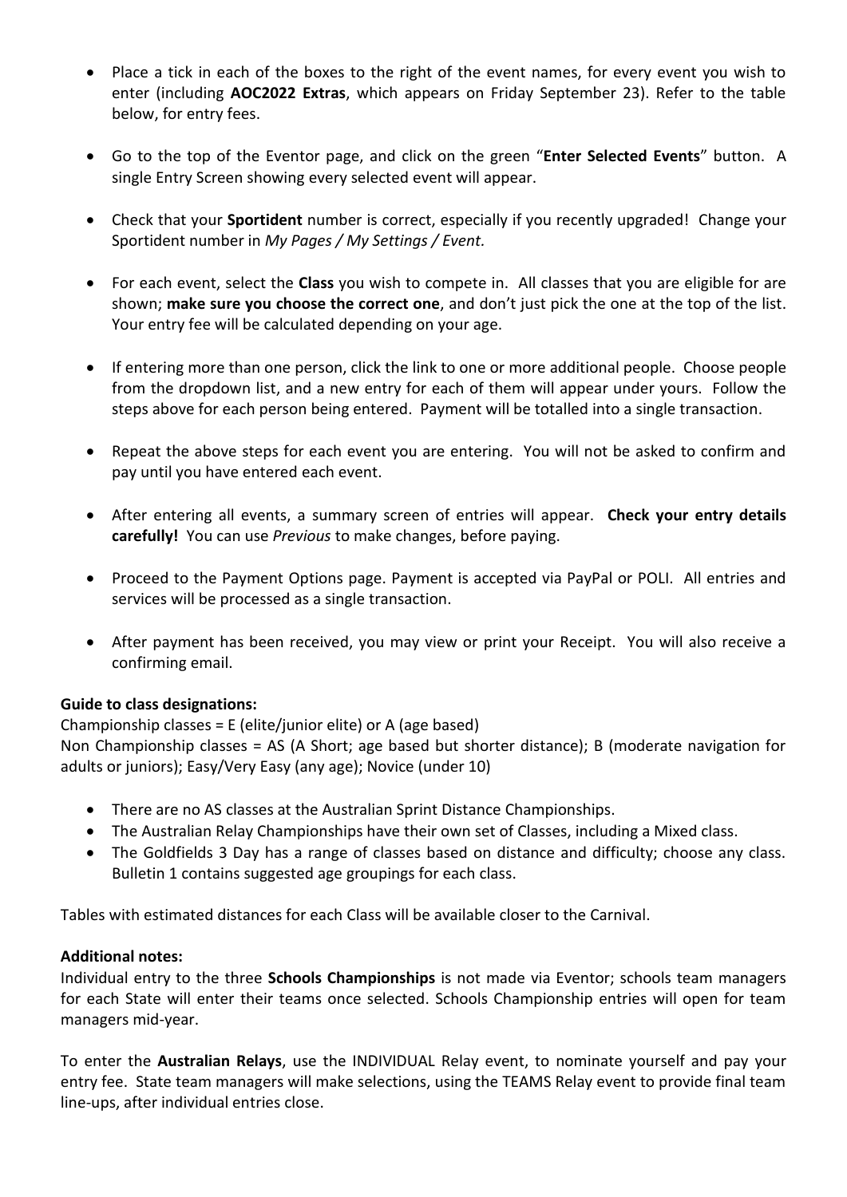- Place a tick in each of the boxes to the right of the event names, for every event you wish to enter (including **AOC2022 Extras**, which appears on Friday September 23). Refer to the table below, for entry fees.

- Go to the top of the Eventor page, and click on the green "**Enter Selected Events**" button. A single Entry Screen showing every selected event will appear.

- Check that your **Sportident** number is correct, especially if you recently upgraded! Change your Sportident number in *My Pages / My Settings / Event.*

- For each event, select the **Class** you wish to compete in. All classes that you are eligible for are shown; **make sure you choose the correct one**, and don't just pick the one at the top of the list. Your entry fee will be calculated depending on your age.

- If entering more than one person, click the link to one or more additional people. Choose people from the dropdown list, and a new entry for each of them will appear under yours. Follow the steps above for each person being entered. Payment will be totalled into a single transaction.

- Repeat the above steps for each event you are entering. You will not be asked to confirm and pay until you have entered each event.

- After entering all events, a summary screen of entries will appear. **Check your entry details carefully!** You can use *Previous* to make changes, before paying.

- Proceed to the Payment Options page. Payment is accepted via PayPal or POLI. All entries and services will be processed as a single transaction.

- After payment has been received, you may view or print your Receipt. You will also receive a confirming email.

**Guide to class designations:**

Championship classes = E (elite/junior elite) or A (age based)
Non Championship classes = AS (A Short; age based but shorter distance); B (moderate navigation for adults or juniors); Easy/Very Easy (any age); Novice (under 10)

- There are no AS classes at the Australian Sprint Distance Championships.
- The Australian Relay Championships have their own set of Classes, including a Mixed class.
- The Goldfields 3 Day has a range of classes based on distance and difficulty; choose any class. Bulletin 1 contains suggested age groupings for each class.

Tables with estimated distances for each Class will be available closer to the Carnival.

**Additional notes:**

Individual entry to the three **Schools Championships** is not made via Eventor; schools team managers for each State will enter their teams once selected. Schools Championship entries will open for team managers mid-year.

To enter the **Australian Relays**, use the INDIVIDUAL Relay event, to nominate yourself and pay your entry fee. State team managers will make selections, using the TEAMS Relay event to provide final team line-ups, after individual entries close.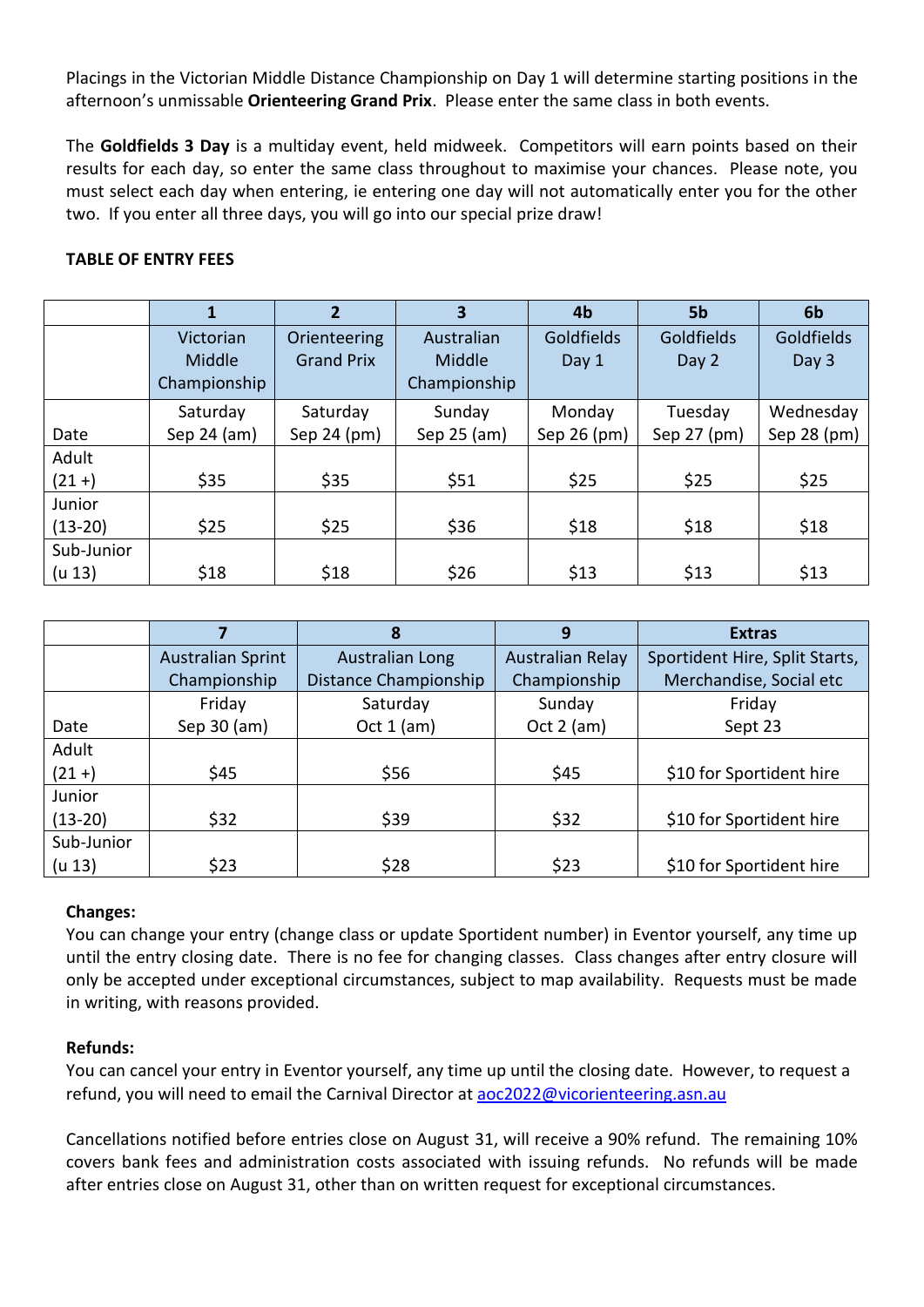Placings in the Victorian Middle Distance Championship on Day 1 will determine starting positions in the afternoon's unmissable **Orienteering Grand Prix**. Please enter the same class in both events.

The **Goldfields 3 Day** is a multiday event, held midweek. Competitors will earn points based on their results for each day, so enter the same class throughout to maximise your chances. Please note, you must select each day when entering, ie entering one day will not automatically enter you for the other two. If you enter all three days, you will go into our special prize draw!

**TABLE OF ENTRY FEES**

| | 1 | 2 | 3 | 4b | 5b | 6b |
|---|---|---|---|---|---|---|
| | Victorian Middle Championship | Orienteering Grand Prix | Australian Middle Championship | Goldfields Day 1 | Goldfields Day 2 | Goldfields Day 3 |
| Date | Saturday Sep 24 (am) | Saturday Sep 24 (pm) | Sunday Sep 25 (am) | Monday Sep 26 (pm) | Tuesday Sep 27 (pm) | Wednesday Sep 28 (pm) |
| Adult (21 +) | $35 | $35 | $51 | $25 | $25 | $25 |
| Junior (13-20) | $25 | $25 | $36 | $18 | $18 | $18 |
| Sub-Junior (u 13) | $18 | $18 | $26 | $13 | $13 | $13 |

| | 7 | 8 | 9 | Extras |
|---|---|---|---|---|
| | Australian Sprint Championship | Australian Long Distance Championship | Australian Relay Championship | Sportident Hire, Split Starts, Merchandise, Social etc |
| Date | Friday Sep 30 (am) | Saturday Oct 1 (am) | Sunday Oct 2 (am) | Friday Sept 23 |
| Adult (21 +) | $45 | $56 | $45 | $10 for Sportident hire |
| Junior (13-20) | $32 | $39 | $32 | $10 for Sportident hire |
| Sub-Junior (u 13) | $23 | $28 | $23 | $10 for Sportident hire |

**Changes:**

You can change your entry (change class or update Sportident number) in Eventor yourself, any time up until the entry closing date. There is no fee for changing classes. Class changes after entry closure will only be accepted under exceptional circumstances, subject to map availability. Requests must be made in writing, with reasons provided.

**Refunds:**

You can cancel your entry in Eventor yourself, any time up until the closing date. However, to request a refund, you will need to email the Carnival Director at aoc2022@vicorienteering.asn.au

Cancellations notified before entries close on August 31, will receive a 90% refund. The remaining 10% covers bank fees and administration costs associated with issuing refunds. No refunds will be made after entries close on August 31, other than on written request for exceptional circumstances.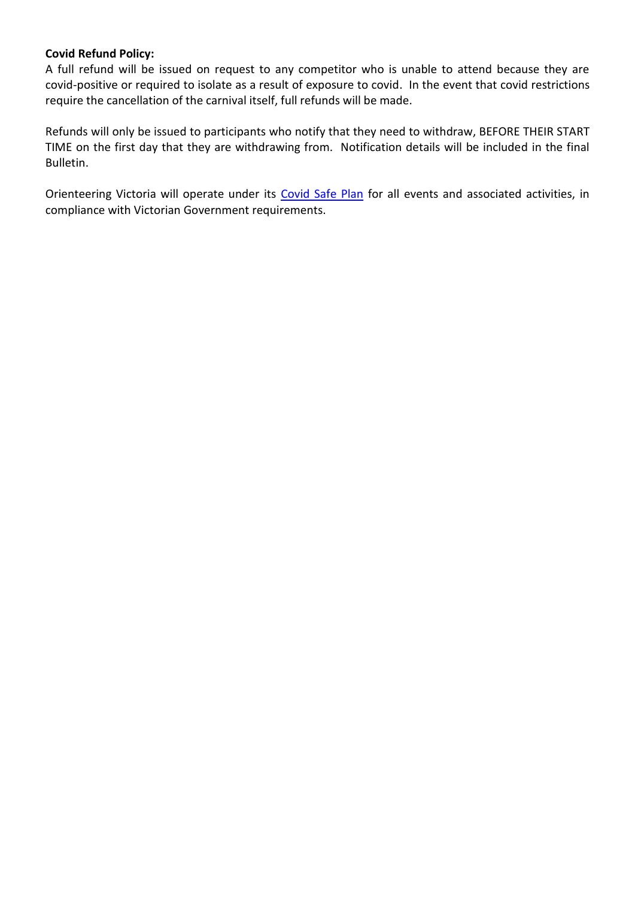**Covid Refund Policy:**
A full refund will be issued on request to any competitor who is unable to attend because they are covid-positive or required to isolate as a result of exposure to covid. In the event that covid restrictions require the cancellation of the carnival itself, full refunds will be made.

Refunds will only be issued to participants who notify that they need to withdraw, BEFORE THEIR START TIME on the first day that they are withdrawing from. Notification details will be included in the final Bulletin.

Orienteering Victoria will operate under its Covid Safe Plan for all events and associated activities, in compliance with Victorian Government requirements.